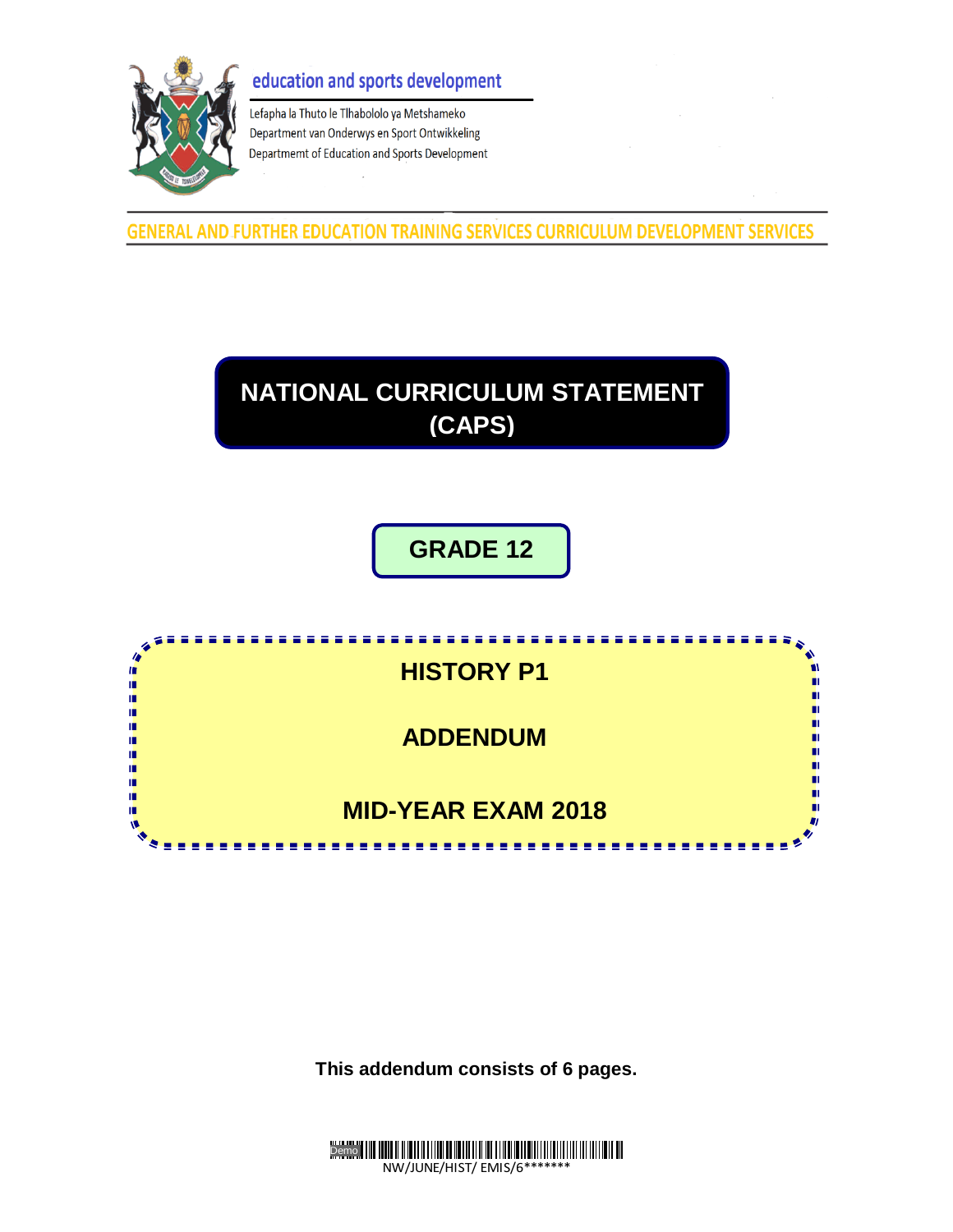education and sports development

Lefapha la Thuto le Tlhabololo ya Metshameko
Department van Onderwys en Sport Ontwikkeling
Departmemt of Education and Sports Development

GENERAL AND FURTHER EDUCATION TRAINING SERVICES CURRICULUM DEVELOPMENT SERVICES

# NATIONAL CURRICULUM STATEMENT (CAPS)

## GRADE 12

## HISTORY P1

## ADDENDUM

## MID-YEAR EXAM 2018

**This addendum consists of 6 pages.**

NW/JUNE/HIST/ EMIS/6*******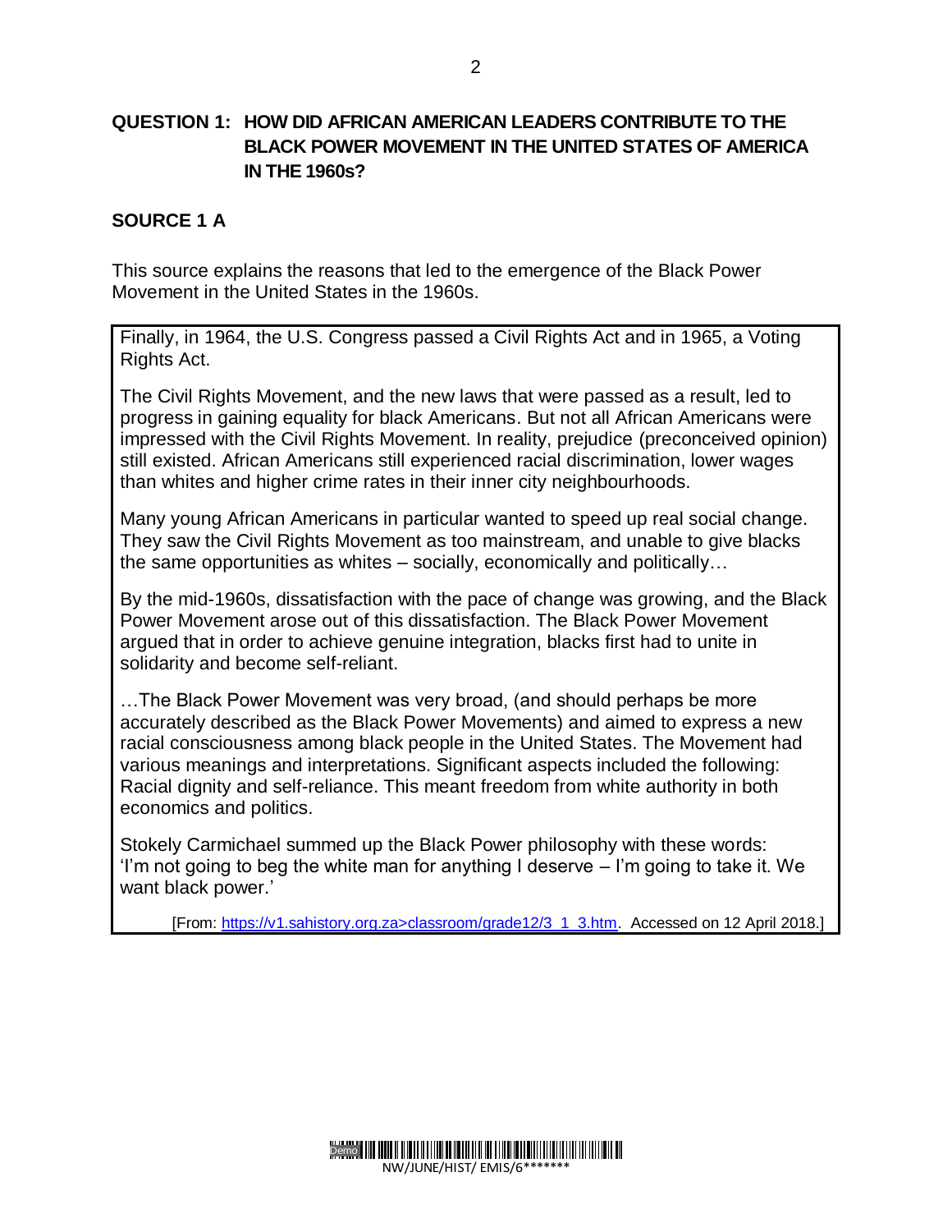## QUESTION 1: HOW DID AFRICAN AMERICAN LEADERS CONTRIBUTE TO THE BLACK POWER MOVEMENT IN THE UNITED STATES OF AMERICA IN THE 1960s?

### SOURCE 1 A

This source explains the reasons that led to the emergence of the Black Power Movement in the United States in the 1960s.

> Finally, in 1964, the U.S. Congress passed a Civil Rights Act and in 1965, a Voting Rights Act.
>
> The Civil Rights Movement, and the new laws that were passed as a result, led to progress in gaining equality for black Americans. But not all African Americans were impressed with the Civil Rights Movement. In reality, prejudice (preconceived opinion) still existed. African Americans still experienced racial discrimination, lower wages than whites and higher crime rates in their inner city neighbourhoods.
>
> Many young African Americans in particular wanted to speed up real social change. They saw the Civil Rights Movement as too mainstream, and unable to give blacks the same opportunities as whites – socially, economically and politically…
>
> By the mid-1960s, dissatisfaction with the pace of change was growing, and the Black Power Movement arose out of this dissatisfaction. The Black Power Movement argued that in order to achieve genuine integration, blacks first had to unite in solidarity and become self-reliant.
>
> …The Black Power Movement was very broad, (and should perhaps be more accurately described as the Black Power Movements) and aimed to express a new racial consciousness among black people in the United States. The Movement had various meanings and interpretations. Significant aspects included the following: Racial dignity and self-reliance. This meant freedom from white authority in both economics and politics.
>
> Stokely Carmichael summed up the Black Power philosophy with these words: 'I'm not going to beg the white man for anything I deserve – I'm going to take it. We want black power.'
>
> [From: https://v1.sahistory.org.za>classroom/grade12/3_1_3.htm. Accessed on 12 April 2018.]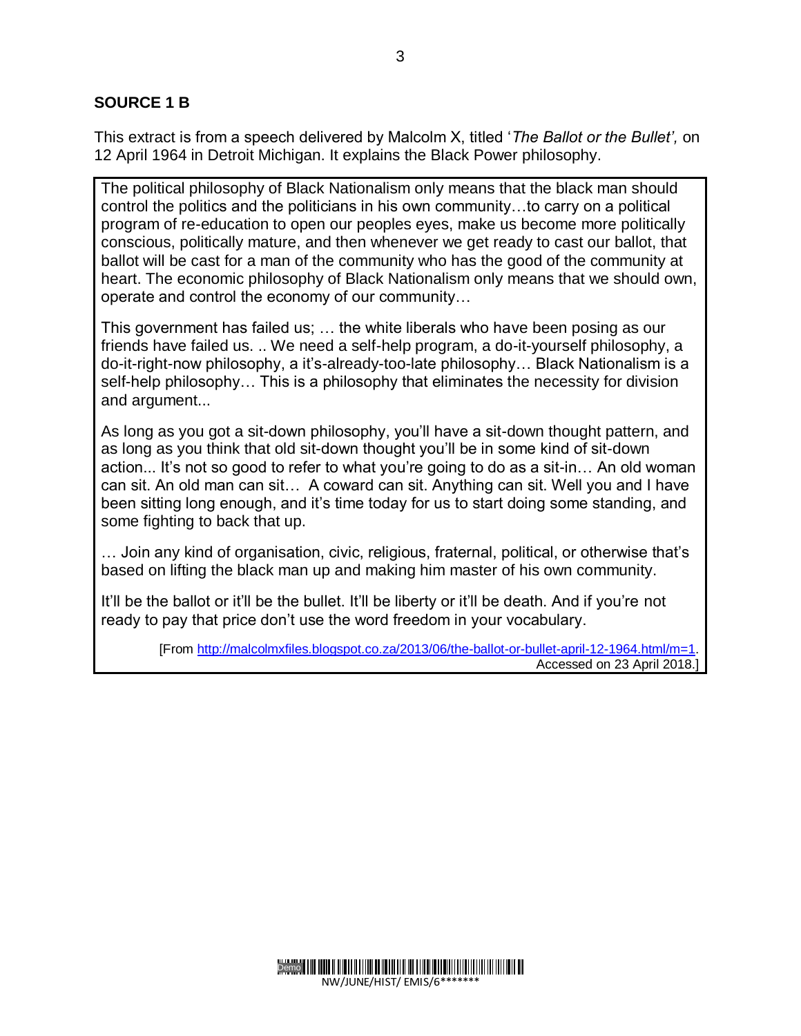## SOURCE 1 B

This extract is from a speech delivered by Malcolm X, titled '*The Ballot or the Bullet',* on 12 April 1964 in Detroit Michigan. It explains the Black Power philosophy.

> The political philosophy of Black Nationalism only means that the black man should control the politics and the politicians in his own community…to carry on a political program of re-education to open our peoples eyes, make us become more politically conscious, politically mature, and then whenever we get ready to cast our ballot, that ballot will be cast for a man of the community who has the good of the community at heart. The economic philosophy of Black Nationalism only means that we should own, operate and control the economy of our community…
>
> This government has failed us; … the white liberals who have been posing as our friends have failed us. .. We need a self-help program, a do-it-yourself philosophy, a do-it-right-now philosophy, a it's-already-too-late philosophy… Black Nationalism is a self-help philosophy… This is a philosophy that eliminates the necessity for division and argument...
>
> As long as you got a sit-down philosophy, you'll have a sit-down thought pattern, and as long as you think that old sit-down thought you'll be in some kind of sit-down action... It's not so good to refer to what you're going to do as a sit-in… An old woman can sit. An old man can sit… A coward can sit. Anything can sit. Well you and I have been sitting long enough, and it's time today for us to start doing some standing, and some fighting to back that up.
>
> … Join any kind of organisation, civic, religious, fraternal, political, or otherwise that's based on lifting the black man up and making him master of his own community.
>
> It'll be the ballot or it'll be the bullet. It'll be liberty or it'll be death. And if you're not ready to pay that price don't use the word freedom in your vocabulary.
>
> [From http://malcolmxfiles.blogspot.co.za/2013/06/the-ballot-or-bullet-april-12-1964.html/m=1. Accessed on 23 April 2018.]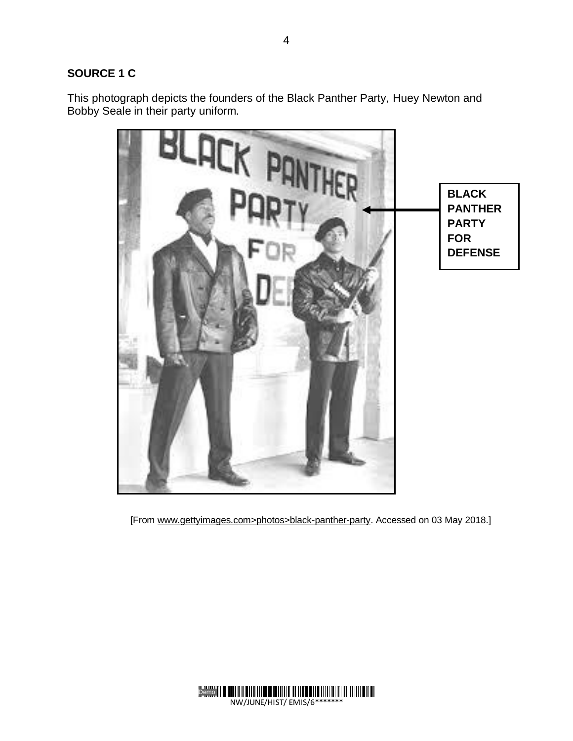**SOURCE 1 C**

This photograph depicts the founders of the Black Panther Party, Huey Newton and Bobby Seale in their party uniform.

**BLACK PANTHER PARTY FOR DEFENSE**

[From www.gettyimages.com>photos>black-panther-party. Accessed on 03 May 2018.]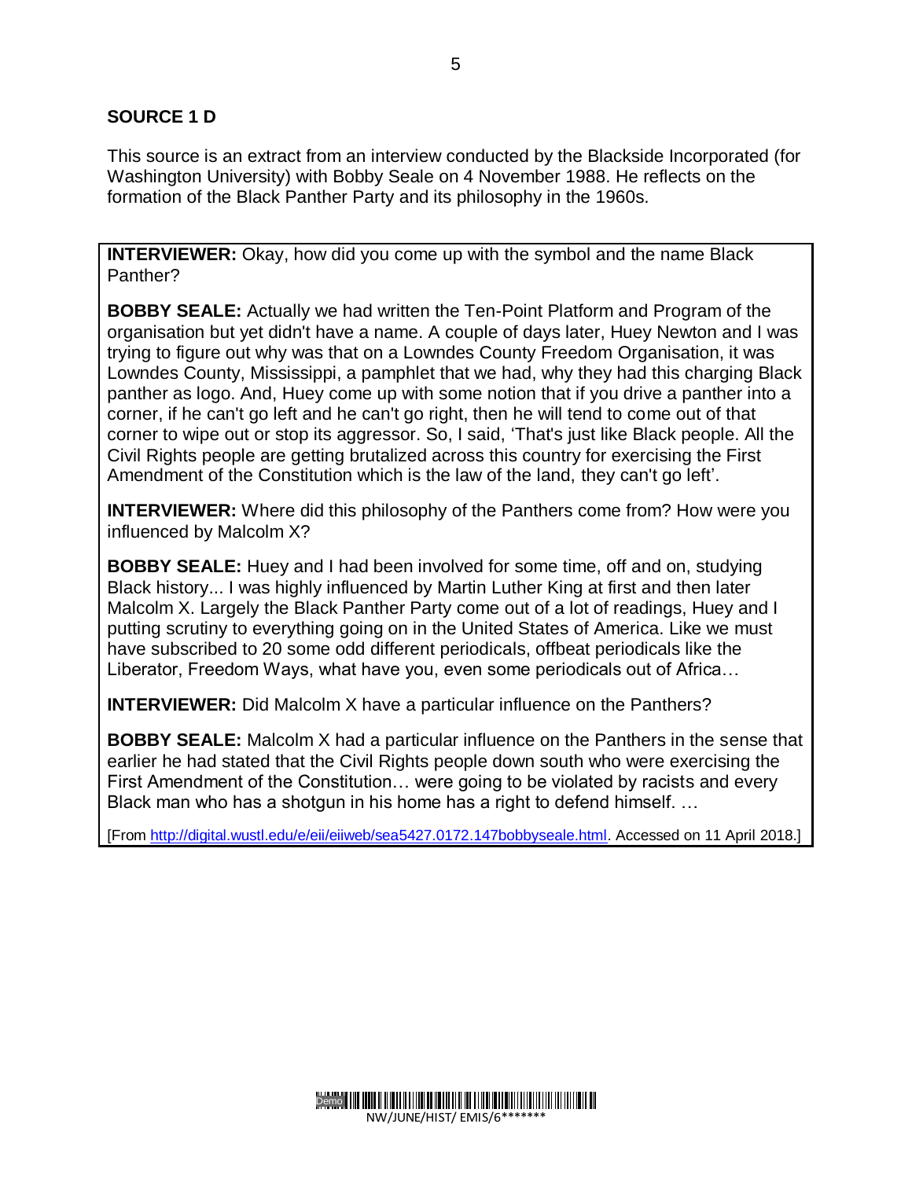## SOURCE 1 D

This source is an extract from an interview conducted by the Blackside Incorporated (for Washington University) with Bobby Seale on 4 November 1988. He reflects on the formation of the Black Panther Party and its philosophy in the 1960s.

**INTERVIEWER:** Okay, how did you come up with the symbol and the name Black Panther?

**BOBBY SEALE:** Actually we had written the Ten-Point Platform and Program of the organisation but yet didn't have a name. A couple of days later, Huey Newton and I was trying to figure out why was that on a Lowndes County Freedom Organisation, it was Lowndes County, Mississippi, a pamphlet that we had, why they had this charging Black panther as logo. And, Huey come up with some notion that if you drive a panther into a corner, if he can't go left and he can't go right, then he will tend to come out of that corner to wipe out or stop its aggressor. So, I said, 'That's just like Black people. All the Civil Rights people are getting brutalized across this country for exercising the First Amendment of the Constitution which is the law of the land, they can't go left'.

**INTERVIEWER:** Where did this philosophy of the Panthers come from? How were you influenced by Malcolm X?

**BOBBY SEALE:** Huey and I had been involved for some time, off and on, studying Black history... I was highly influenced by Martin Luther King at first and then later Malcolm X. Largely the Black Panther Party come out of a lot of readings, Huey and I putting scrutiny to everything going on in the United States of America. Like we must have subscribed to 20 some odd different periodicals, offbeat periodicals like the Liberator, Freedom Ways, what have you, even some periodicals out of Africa…

**INTERVIEWER:** Did Malcolm X have a particular influence on the Panthers?

**BOBBY SEALE:** Malcolm X had a particular influence on the Panthers in the sense that earlier he had stated that the Civil Rights people down south who were exercising the First Amendment of the Constitution… were going to be violated by racists and every Black man who has a shotgun in his home has a right to defend himself. …

[From http://digital.wustl.edu/e/eii/eiiweb/sea5427.0172.147bobbyseale.html. Accessed on 11 April 2018.]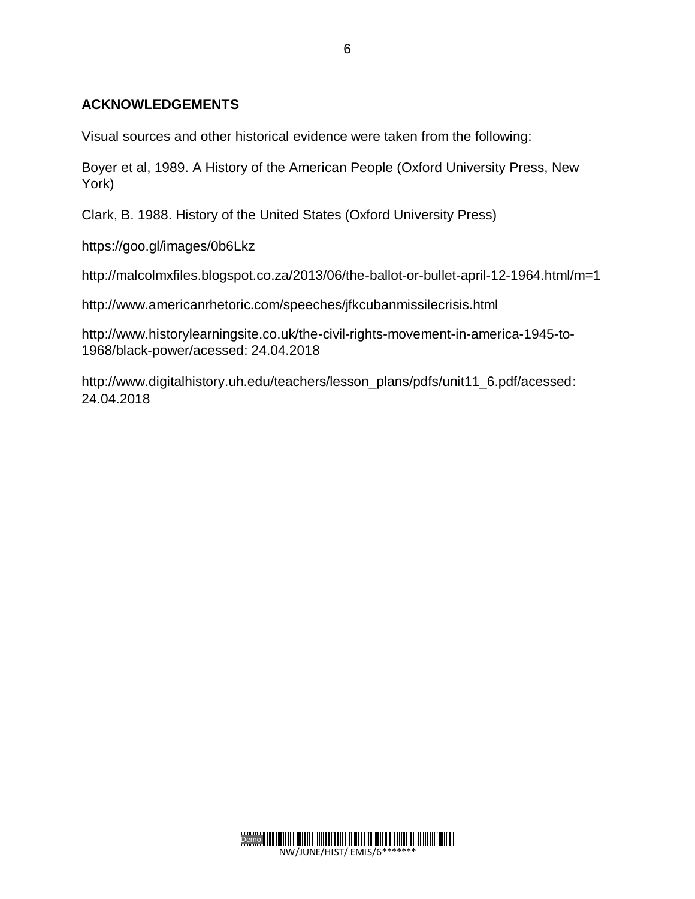## ACKNOWLEDGEMENTS

Visual sources and other historical evidence were taken from the following:

Boyer et al, 1989. A History of the American People (Oxford University Press, New York)

Clark, B. 1988. History of the United States (Oxford University Press)

https://goo.gl/images/0b6Lkz

http://malcolmxfiles.blogspot.co.za/2013/06/the-ballot-or-bullet-april-12-1964.html/m=1

http://www.americanrhetoric.com/speeches/jfkcubanmissilecrisis.html

http://www.historylearningsite.co.uk/the-civil-rights-movement-in-america-1945-to-1968/black-power/acessed: 24.04.2018

http://www.digitalhistory.uh.edu/teachers/lesson_plans/pdfs/unit11_6.pdf/acessed: 24.04.2018